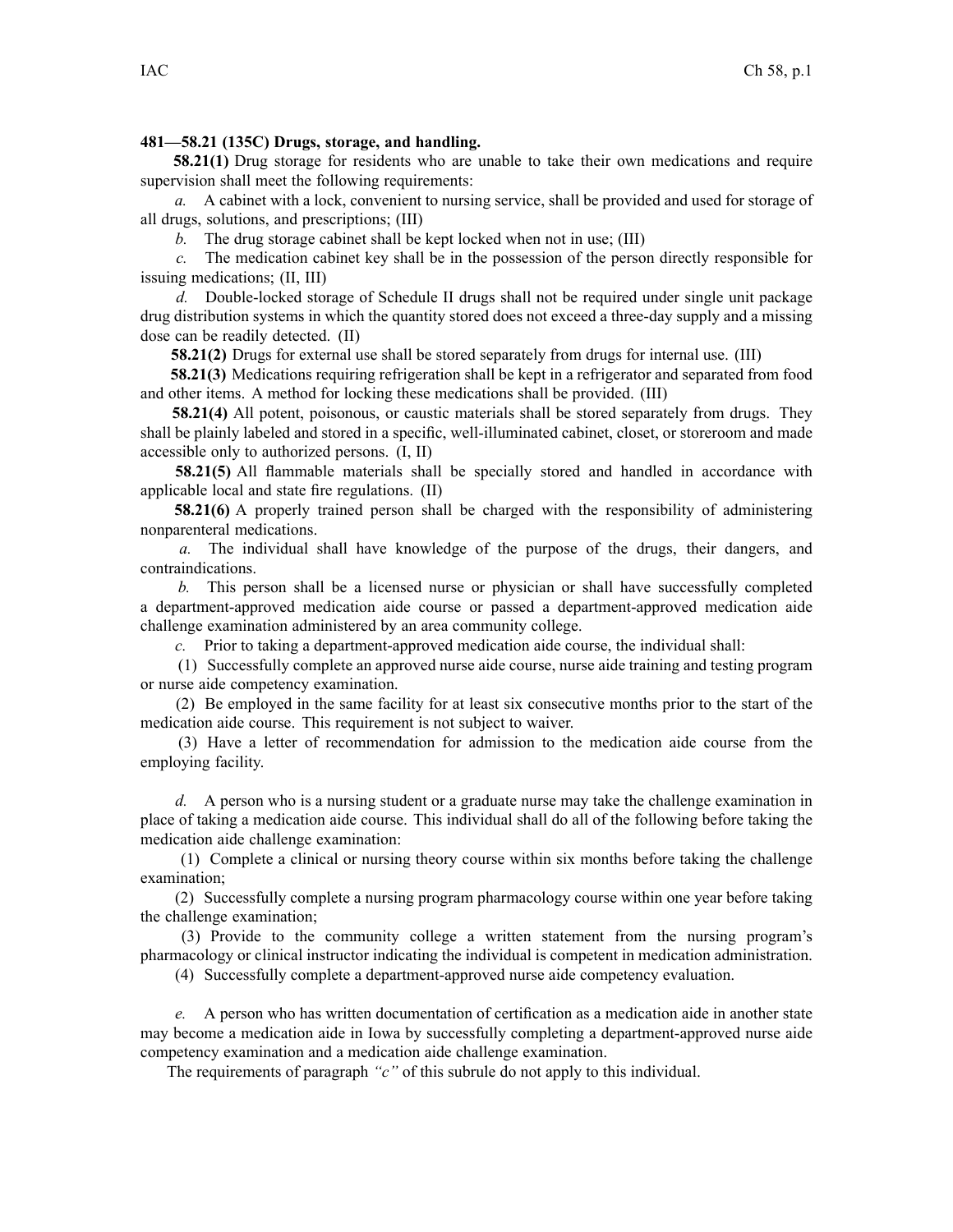**481—58.21 (135C) Drugs, storage, and handling.**

**58.21(1)** Drug storage for residents who are unable to take their own medications and require supervision shall meet the following requirements:

*a.* A cabinet with a lock, convenient to nursing service, shall be provided and used for storage of all drugs, solutions, and prescriptions; (III)

*b.* The drug storage cabinet shall be kept locked when not in use; (III)

*c.* The medication cabinet key shall be in the possession of the person directly responsible for issuing medications; (II, III)

*d.* Double-locked storage of Schedule II drugs shall not be required under single unit package drug distribution systems in which the quantity stored does not exceed a three-day supply and a missing dose can be readily detected. (II)

**58.21(2)** Drugs for external use shall be stored separately from drugs for internal use. (III)

**58.21(3)** Medications requiring refrigeration shall be kept in a refrigerator and separated from food and other items. A method for locking these medications shall be provided. (III)

**58.21(4)** All potent, poisonous, or caustic materials shall be stored separately from drugs. They shall be plainly labeled and stored in a specific, well-illuminated cabinet, closet, or storeroom and made accessible only to authorized persons. (I, II)

**58.21(5)** All flammable materials shall be specially stored and handled in accordance with applicable local and state fire regulations. (II)

**58.21(6)** A properly trained person shall be charged with the responsibility of administering nonparenteral medications.

*a.* The individual shall have knowledge of the purpose of the drugs, their dangers, and contraindications.

*b.* This person shall be a licensed nurse or physician or shall have successfully completed a department-approved medication aide course or passed a department-approved medication aide challenge examination administered by an area community college.

*c.* Prior to taking a department-approved medication aide course, the individual shall:

(1) Successfully complete an approved nurse aide course, nurse aide training and testing program or nurse aide competency examination.

(2) Be employed in the same facility for at least six consecutive months prior to the start of the medication aide course. This requirement is not subject to waiver.

(3) Have a letter of recommendation for admission to the medication aide course from the employing facility.

*d.* A person who is a nursing student or a graduate nurse may take the challenge examination in place of taking a medication aide course. This individual shall do all of the following before taking the medication aide challenge examination:

(1) Complete a clinical or nursing theory course within six months before taking the challenge examination;

(2) Successfully complete a nursing program pharmacology course within one year before taking the challenge examination;

(3) Provide to the community college a written statement from the nursing program's pharmacology or clinical instructor indicating the individual is competent in medication administration.

(4) Successfully complete a department-approved nurse aide competency evaluation.

*e.* A person who has written documentation of certification as a medication aide in another state may become a medication aide in Iowa by successfully completing a department-approved nurse aide competency examination and a medication aide challenge examination.

The requirements of paragraph *"c"* of this subrule do not apply to this individual.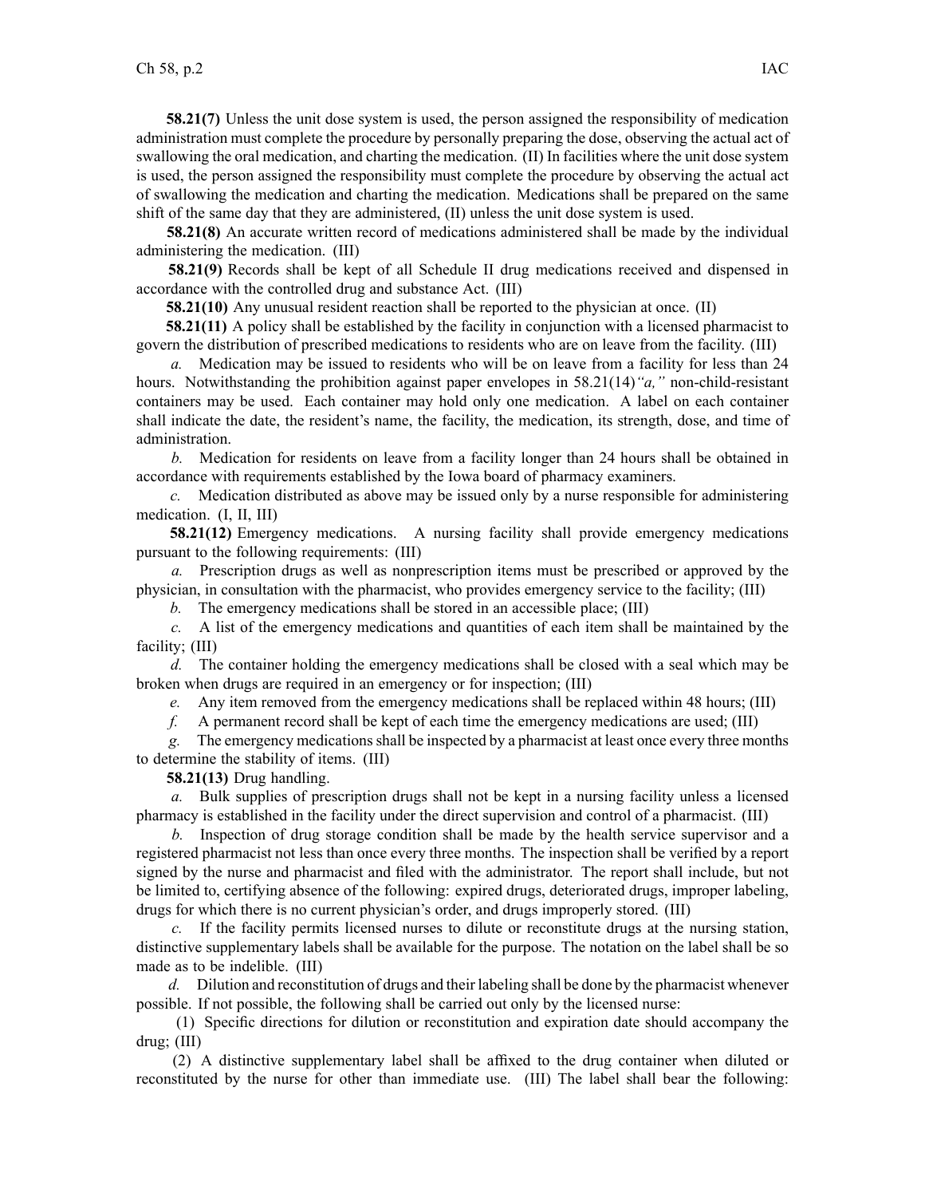**58.21(7)** Unless the unit dose system is used, the person assigned the responsibility of medication administration must complete the procedure by personally preparing the dose, observing the actual act of swallowing the oral medication, and charting the medication. (II) In facilities where the unit dose system is used, the person assigned the responsibility must complete the procedure by observing the actual act of swallowing the medication and charting the medication. Medications shall be prepared on the same shift of the same day that they are administered, (II) unless the unit dose system is used.

**58.21(8)** An accurate written record of medications administered shall be made by the individual administering the medication. (III)

**58.21(9)** Records shall be kept of all Schedule II drug medications received and dispensed in accordance with the controlled drug and substance Act. (III)

**58.21(10)** Any unusual resident reaction shall be reported to the physician at once. (II)

**58.21(11)** A policy shall be established by the facility in conjunction with a licensed pharmacist to govern the distribution of prescribed medications to residents who are on leave from the facility. (III)

*a.* Medication may be issued to residents who will be on leave from a facility for less than 24 hours. Notwithstanding the prohibition against paper envelopes in 58.21(14)*"a,"* non-child-resistant containers may be used. Each container may hold only one medication. A label on each container shall indicate the date, the resident's name, the facility, the medication, its strength, dose, and time of administration.

*b.* Medication for residents on leave from a facility longer than 24 hours shall be obtained in accordance with requirements established by the Iowa board of pharmacy examiners.

*c.* Medication distributed as above may be issued only by a nurse responsible for administering medication. (I, II, III)

**58.21(12)** Emergency medications. A nursing facility shall provide emergency medications pursuant to the following requirements: (III)

*a.* Prescription drugs as well as nonprescription items must be prescribed or approved by the physician, in consultation with the pharmacist, who provides emergency service to the facility; (III)

*b.* The emergency medications shall be stored in an accessible place; (III)

*c.* A list of the emergency medications and quantities of each item shall be maintained by the facility; (III)

*d.* The container holding the emergency medications shall be closed with a seal which may be broken when drugs are required in an emergency or for inspection; (III)

*e.* Any item removed from the emergency medications shall be replaced within 48 hours; (III)

*f.* A permanent record shall be kept of each time the emergency medications are used; (III)

*g.* The emergency medications shall be inspected by a pharmacist at least once every three months to determine the stability of items. (III)

**58.21(13)** Drug handling.

*a.* Bulk supplies of prescription drugs shall not be kept in a nursing facility unless a licensed pharmacy is established in the facility under the direct supervision and control of a pharmacist. (III)

*b.* Inspection of drug storage condition shall be made by the health service supervisor and a registered pharmacist not less than once every three months. The inspection shall be verified by a report signed by the nurse and pharmacist and filed with the administrator. The report shall include, but not be limited to, certifying absence of the following: expired drugs, deteriorated drugs, improper labeling, drugs for which there is no current physician's order, and drugs improperly stored. (III)

*c.* If the facility permits licensed nurses to dilute or reconstitute drugs at the nursing station, distinctive supplementary labels shall be available for the purpose. The notation on the label shall be so made as to be indelible. (III)

*d.* Dilution and reconstitution of drugs and their labeling shall be done by the pharmacist whenever possible. If not possible, the following shall be carried out only by the licensed nurse:

(1) Specific directions for dilution or reconstitution and expiration date should accompany the drug; (III)

(2) A distinctive supplementary label shall be affixed to the drug container when diluted or reconstituted by the nurse for other than immediate use. (III) The label shall bear the following: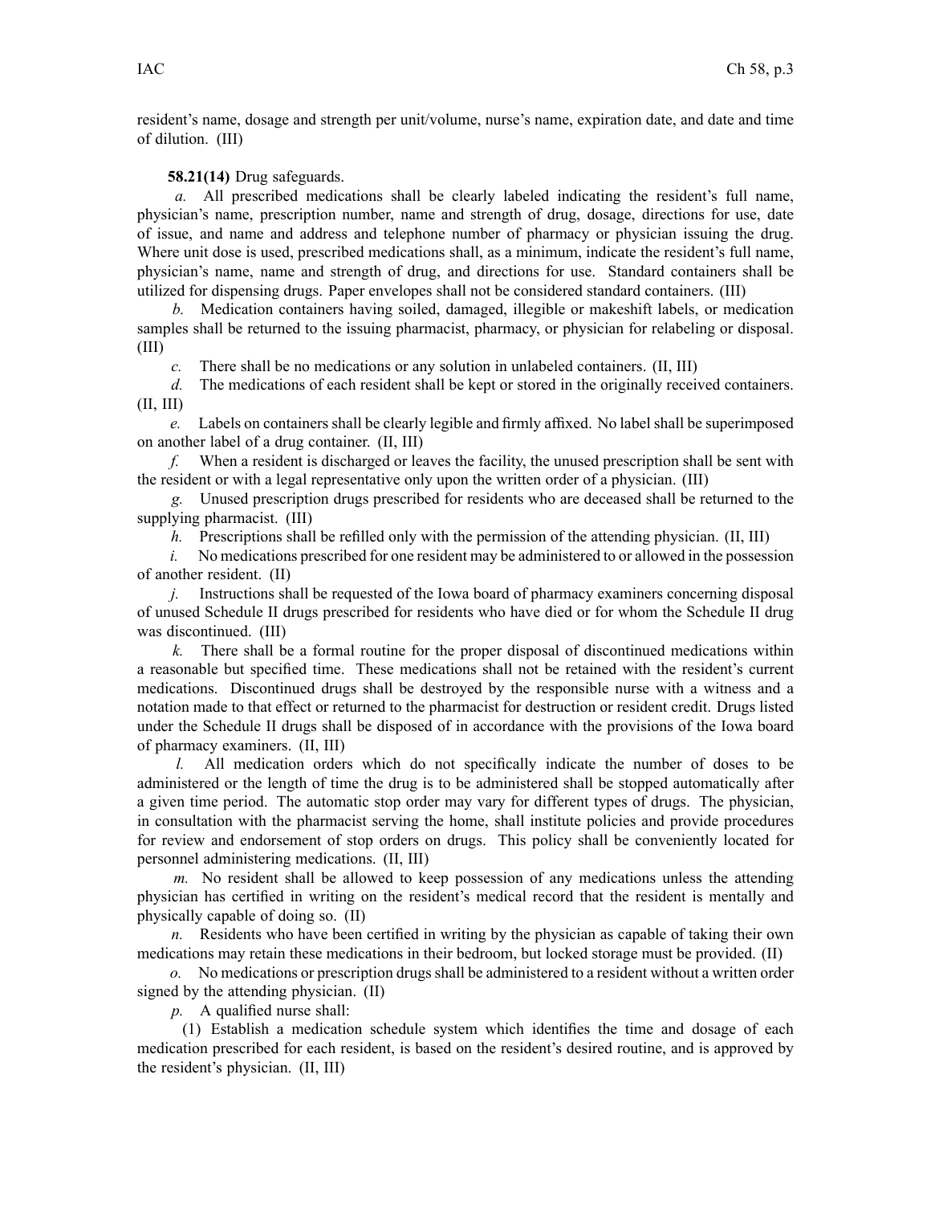resident's name, dosage and strength per unit/volume, nurse's name, expiration date, and date and time of dilution. (III)

**58.21(14)** Drug safeguards.

*a.* All prescribed medications shall be clearly labeled indicating the resident's full name, physician's name, prescription number, name and strength of drug, dosage, directions for use, date of issue, and name and address and telephone number of pharmacy or physician issuing the drug. Where unit dose is used, prescribed medications shall, as a minimum, indicate the resident's full name, physician's name, name and strength of drug, and directions for use. Standard containers shall be utilized for dispensing drugs. Paper envelopes shall not be considered standard containers. (III)

*b.* Medication containers having soiled, damaged, illegible or makeshift labels, or medication samples shall be returned to the issuing pharmacist, pharmacy, or physician for relabeling or disposal. (III)

*c.* There shall be no medications or any solution in unlabeled containers. (II, III)

*d.* The medications of each resident shall be kept or stored in the originally received containers. (II, III)

*e.* Labels on containers shall be clearly legible and firmly affixed. No label shall be superimposed on another label of a drug container. (II, III)

*f.* When a resident is discharged or leaves the facility, the unused prescription shall be sent with the resident or with a legal representative only upon the written order of a physician. (III)

*g.* Unused prescription drugs prescribed for residents who are deceased shall be returned to the supplying pharmacist. (III)

*h.* Prescriptions shall be refilled only with the permission of the attending physician. (II, III)

*i.* No medications prescribed for one resident may be administered to or allowed in the possession of another resident. (II)

*j.* Instructions shall be requested of the Iowa board of pharmacy examiners concerning disposal of unused Schedule II drugs prescribed for residents who have died or for whom the Schedule II drug was discontinued. (III)

*k.* There shall be a formal routine for the proper disposal of discontinued medications within a reasonable but specified time. These medications shall not be retained with the resident's current medications. Discontinued drugs shall be destroyed by the responsible nurse with a witness and a notation made to that effect or returned to the pharmacist for destruction or resident credit. Drugs listed under the Schedule II drugs shall be disposed of in accordance with the provisions of the Iowa board of pharmacy examiners. (II, III)

*l.* All medication orders which do not specifically indicate the number of doses to be administered or the length of time the drug is to be administered shall be stopped automatically after a given time period. The automatic stop order may vary for different types of drugs. The physician, in consultation with the pharmacist serving the home, shall institute policies and provide procedures for review and endorsement of stop orders on drugs. This policy shall be conveniently located for personnel administering medications. (II, III)

*m.* No resident shall be allowed to keep possession of any medications unless the attending physician has certified in writing on the resident's medical record that the resident is mentally and physically capable of doing so. (II)

*n.* Residents who have been certified in writing by the physician as capable of taking their own medications may retain these medications in their bedroom, but locked storage must be provided. (II)

*o.* No medications or prescription drugs shall be administered to a resident without a written order signed by the attending physician. (II)

*p.* A qualified nurse shall:

(1) Establish a medication schedule system which identifies the time and dosage of each medication prescribed for each resident, is based on the resident's desired routine, and is approved by the resident's physician. (II, III)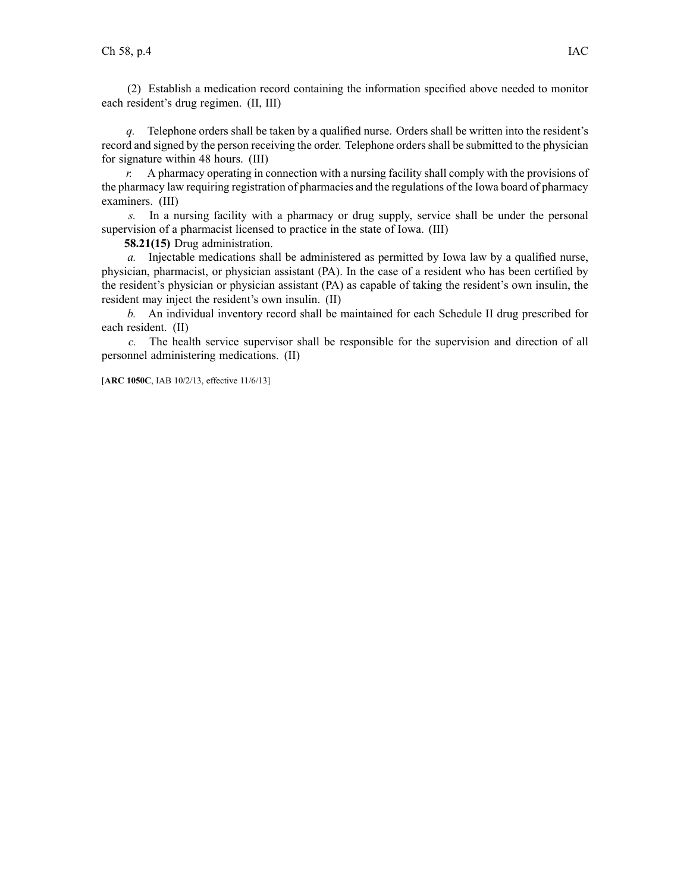(2) Establish a medication record containing the information specified above needed to monitor each resident's drug regimen. (II, III)

*q.* Telephone orders shall be taken by a qualified nurse. Orders shall be written into the resident's record and signed by the person receiving the order. Telephone orders shall be submitted to the physician for signature within 48 hours. (III)

*r.* A pharmacy operating in connection with a nursing facility shall comply with the provisions of the pharmacy law requiring registration of pharmacies and the regulations of the Iowa board of pharmacy examiners. (III)

*s.* In a nursing facility with a pharmacy or drug supply, service shall be under the personal supervision of a pharmacist licensed to practice in the state of Iowa. (III)

**58.21(15)** Drug administration.

*a.* Injectable medications shall be administered as permitted by Iowa law by a qualified nurse, physician, pharmacist, or physician assistant (PA). In the case of a resident who has been certified by the resident's physician or physician assistant (PA) as capable of taking the resident's own insulin, the resident may inject the resident's own insulin. (II)

*b.* An individual inventory record shall be maintained for each Schedule II drug prescribed for each resident. (II)

*c.* The health service supervisor shall be responsible for the supervision and direction of all personnel administering medications. (II)

[**ARC 1050C**, IAB 10/2/13, effective 11/6/13]